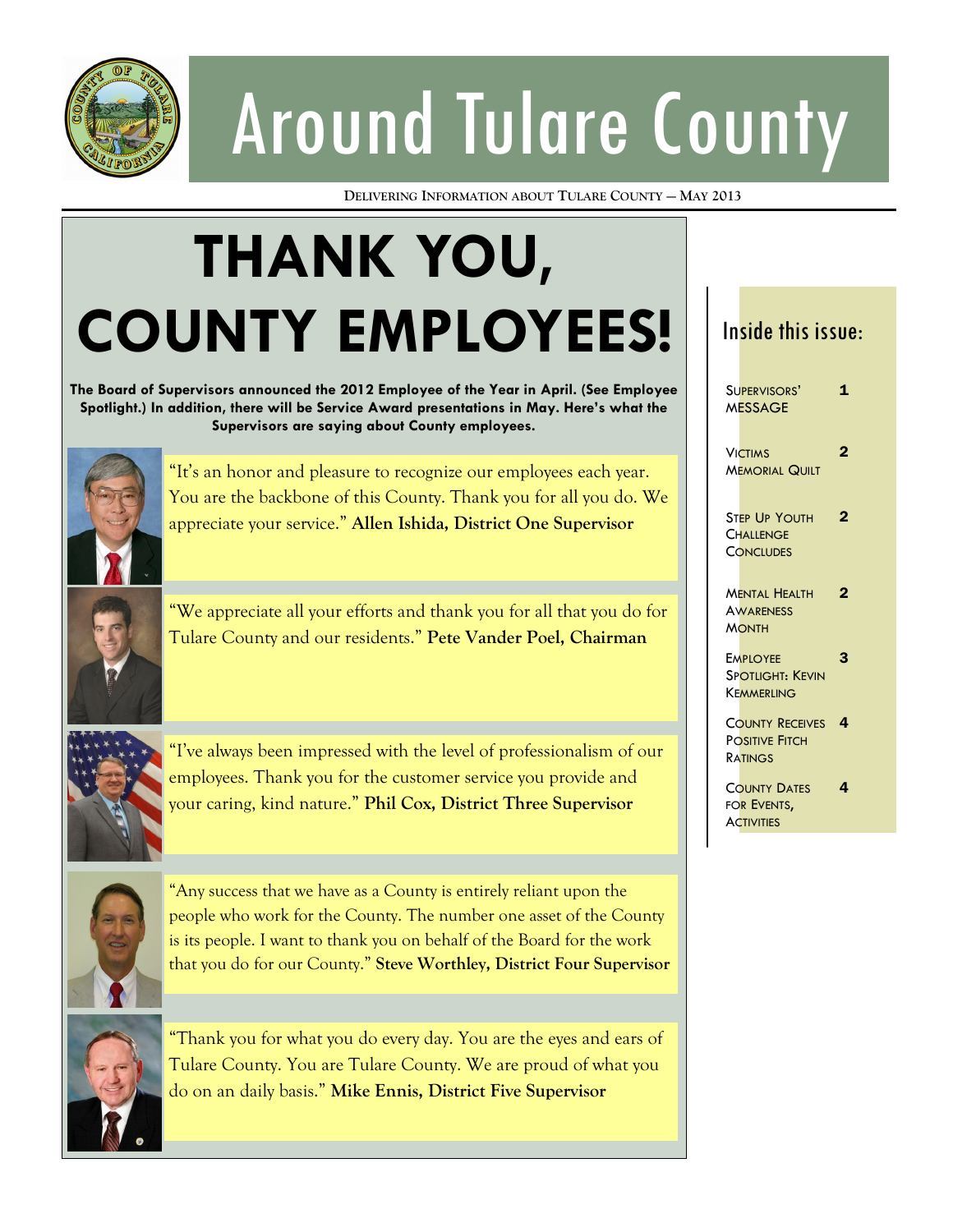# Around Tulare County

DELIVERING INFORMATION ABOUT TULARE COUNTY — MAY 2013

## THANK YOU, COUNTY EMPLOYEES!

**The Board of Supervisors announced the 2012 Employee of the Year in April. (See Employee Spotlight.) In addition, there will be Service Award presentations in May. Here's what the Supervisors are saying about County employees.**

"It's an honor and pleasure to recognize our employees each year. You are the backbone of this County. Thank you for all you do. We appreciate your service." **Allen Ishida, District One Supervisor**

"We appreciate all your efforts and thank you for all that you do for Tulare County and our residents." **Pete Vander Poel, Chairman**

"I've always been impressed with the level of professionalism of our employees. Thank you for the customer service you provide and your caring, kind nature." **Phil Cox, District Three Supervisor**

"Any success that we have as a County is entirely reliant upon the people who work for the County. The number one asset of the County is its people. I want to thank you on behalf of the Board for the work that you do for our County." **Steve Worthley, District Four Supervisor**

"Thank you for what you do every day. You are the eyes and ears of Tulare County. You are Tulare County. We are proud of what you do on an daily basis." **Mike Ennis, District Five Supervisor**

### Inside this issue:

| | |
|---|---|
| Supervisors' Message | 1 |
| Victims Memorial Quilt | 2 |
| Step Up Youth Challenge Concludes | 2 |
| Mental Health Awareness Month | 2 |
| Employee Spotlight: Kevin Kemmerling | 3 |
| County Receives Positive Fitch Ratings | 4 |
| County Dates for Events, Activities | 4 |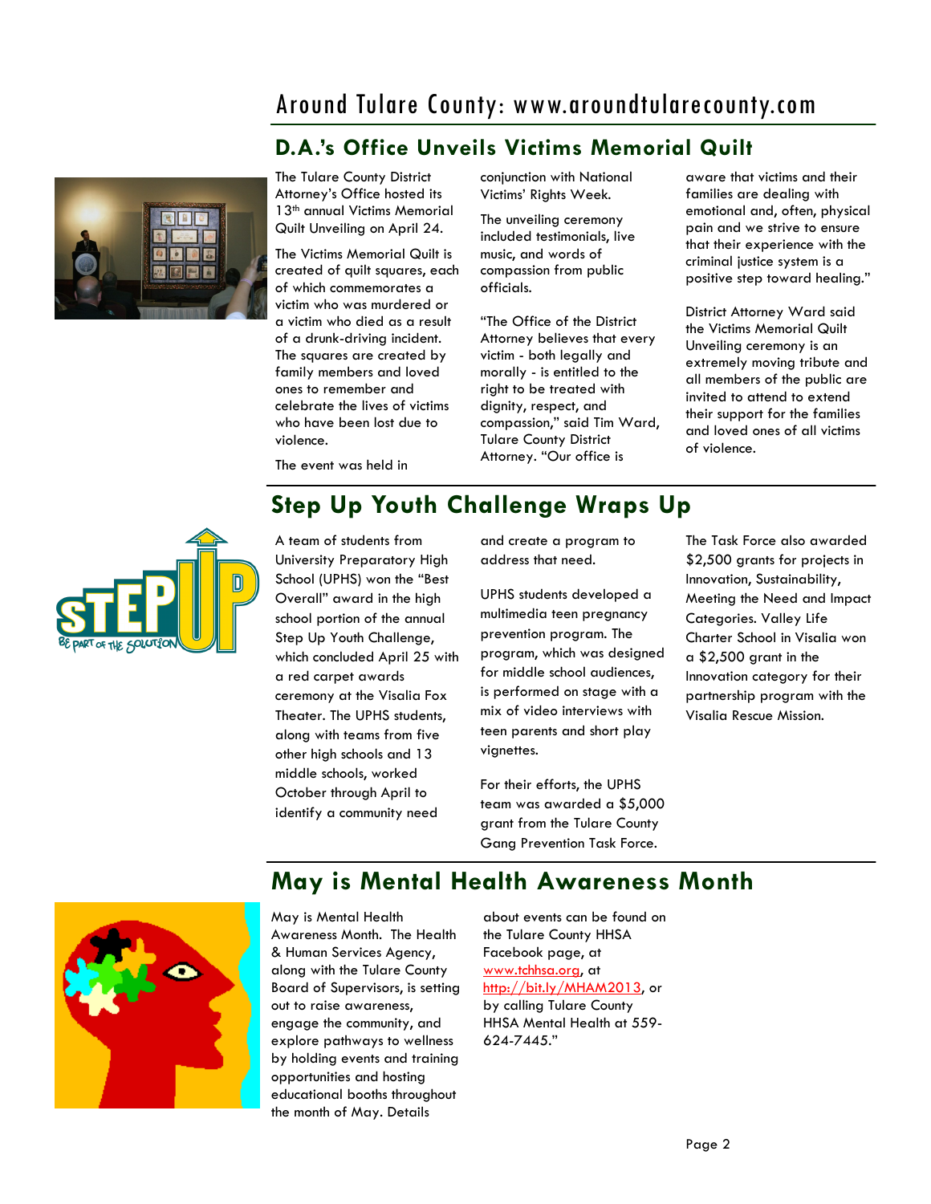## D.A.'s Office Unveils Victims Memorial Quilt

The Tulare County District Attorney's Office hosted its 13th annual Victims Memorial Quilt Unveiling on April 24.

The Victims Memorial Quilt is created of quilt squares, each of which commemorates a victim who was murdered or a victim who died as a result of a drunk-driving incident. The squares are created by family members and loved ones to remember and celebrate the lives of victims who have been lost due to violence.

The event was held in conjunction with National Victims' Rights Week.

The unveiling ceremony included testimonials, live music, and words of compassion from public officials.

"The Office of the District Attorney believes that every victim - both legally and morally - is entitled to the right to be treated with dignity, respect, and compassion," said Tim Ward, Tulare County District Attorney. "Our office is aware that victims and their families are dealing with emotional and, often, physical pain and we strive to ensure that their experience with the criminal justice system is a positive step toward healing."

District Attorney Ward said the Victims Memorial Quilt Unveiling ceremony is an extremely moving tribute and all members of the public are invited to attend to extend their support for the families and loved ones of all victims of violence.

## Step Up Youth Challenge Wraps Up

A team of students from University Preparatory High School (UPHS) won the "Best Overall" award in the high school portion of the annual Step Up Youth Challenge, which concluded April 25 with a red carpet awards ceremony at the Visalia Fox Theater. The UPHS students, along with teams from five other high schools and 13 middle schools, worked October through April to identify a community need and create a program to address that need.

UPHS students developed a multimedia teen pregnancy prevention program. The program, which was designed for middle school audiences, is performed on stage with a mix of video interviews with teen parents and short play vignettes.

For their efforts, the UPHS team was awarded a $5,000 grant from the Tulare County Gang Prevention Task Force.

The Task Force also awarded $2,500 grants for projects in Innovation, Sustainability, Meeting the Need and Impact Categories. Valley Life Charter School in Visalia won a $2,500 grant in the Innovation category for their partnership program with the Visalia Rescue Mission.

## May is Mental Health Awareness Month

May is Mental Health Awareness Month. The Health & Human Services Agency, along with the Tulare County Board of Supervisors, is setting out to raise awareness, engage the community, and explore pathways to wellness by holding events and training opportunities and hosting educational booths throughout the month of May. Details about events can be found on the Tulare County HHSA Facebook page, at www.tchhsa.org, at http://bit.ly/MHAM2013, or by calling Tulare County HHSA Mental Health at 559-624-7445."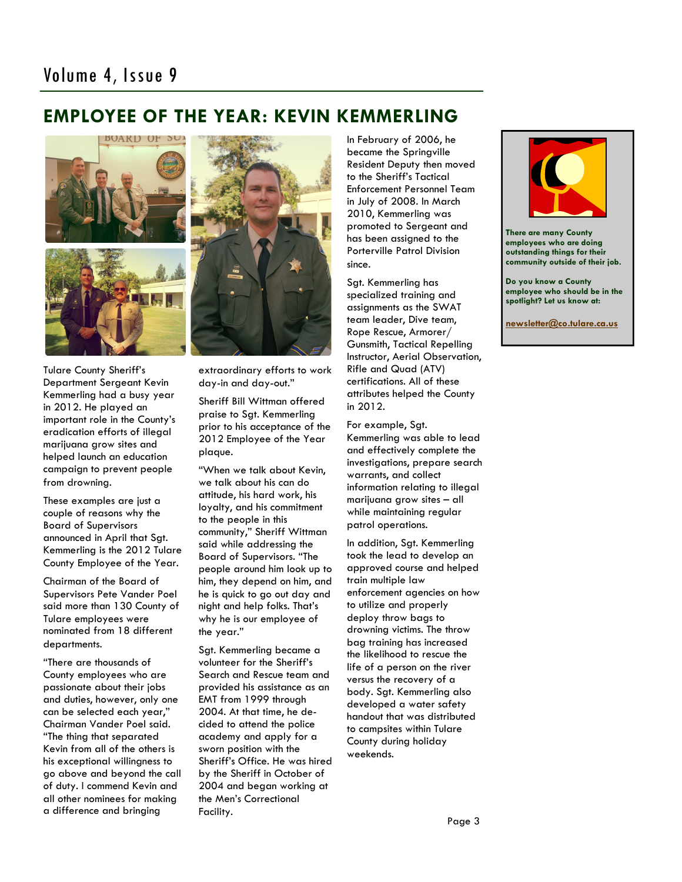# EMPLOYEE OF THE YEAR: KEVIN KEMMERLING

Tulare County Sheriff's Department Sergeant Kevin Kemmerling had a busy year in 2012. He played an important role in the County's eradication efforts of illegal marijuana grow sites and helped launch an education campaign to prevent people from drowning.

These examples are just a couple of reasons why the Board of Supervisors announced in April that Sgt. Kemmerling is the 2012 Tulare County Employee of the Year.

Chairman of the Board of Supervisors Pete Vander Poel said more than 130 County of Tulare employees were nominated from 18 different departments.

"There are thousands of County employees who are passionate about their jobs and duties, however, only one can be selected each year," Chairman Vander Poel said. "The thing that separated Kevin from all of the others is his exceptional willingness to go above and beyond the call of duty. I commend Kevin and all other nominees for making a difference and bringing extraordinary efforts to work day-in and day-out."

Sheriff Bill Wittman offered praise to Sgt. Kemmerling prior to his acceptance of the 2012 Employee of the Year plaque.

"When we talk about Kevin, we talk about his can do attitude, his hard work, his loyalty, and his commitment to the people in this community," Sheriff Wittman said while addressing the Board of Supervisors. "The people around him look up to him, they depend on him, and he is quick to go out day and night and help folks. That's why he is our employee of the year."

Sgt. Kemmerling became a volunteer for the Sheriff's Search and Rescue team and provided his assistance as an EMT from 1999 through 2004. At that time, he decided to attend the police academy and apply for a sworn position with the Sheriff's Office. He was hired by the Sheriff in October of 2004 and began working at the Men's Correctional Facility.

In February of 2006, he became the Springville Resident Deputy then moved to the Sheriff's Tactical Enforcement Personnel Team in July of 2008. In March 2010, Kemmerling was promoted to Sergeant and has been assigned to the Porterville Patrol Division since.

Sgt. Kemmerling has specialized training and assignments as the SWAT team leader, Dive team, Rope Rescue, Armorer/ Gunsmith, Tactical Repelling Instructor, Aerial Observation, Rifle and Quad (ATV) certifications. All of these attributes helped the County in 2012.

For example, Sgt. Kemmerling was able to lead and effectively complete the investigations, prepare search warrants, and collect information relating to illegal marijuana grow sites – all while maintaining regular patrol operations.

In addition, Sgt. Kemmerling took the lead to develop an approved course and helped train multiple law enforcement agencies on how to utilize and properly deploy throw bags to drowning victims. The throw bag training has increased the likelihood to rescue the life of a person on the river versus the recovery of a body. Sgt. Kemmerling also developed a water safety handout that was distributed to campsites within Tulare County during holiday weekends.

**There are many County employees who are doing outstanding things for their community outside of their job.**

**Do you know a County employee who should be in the spotlight? Let us know at:**

**newsletter@co.tulare.ca.us**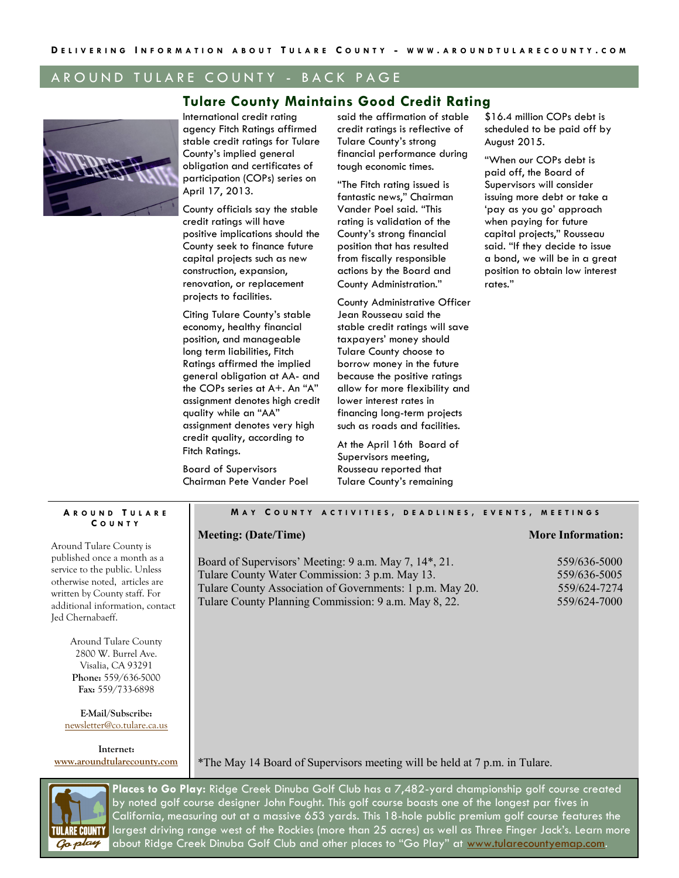## AROUND TULARE COUNTY - BACK PAGE

### Tulare County Maintains Good Credit Rating

International credit rating agency Fitch Ratings affirmed stable credit ratings for Tulare County's implied general obligation and certificates of participation (COPs) series on April 17, 2013.

County officials say the stable credit ratings will have positive implications should the County seek to finance future capital projects such as new construction, expansion, renovation, or replacement projects to facilities.

Citing Tulare County's stable economy, healthy financial position, and manageable long term liabilities, Fitch Ratings affirmed the implied general obligation at AA- and the COPs series at A+. An "A" assignment denotes high credit quality while an "AA" assignment denotes very high credit quality, according to Fitch Ratings.

Board of Supervisors Chairman Pete Vander Poel said the affirmation of stable credit ratings is reflective of Tulare County's strong financial performance during tough economic times.

"The Fitch rating issued is fantastic news," Chairman Vander Poel said. "This rating is validation of the County's strong financial position that has resulted from fiscally responsible actions by the Board and County Administration."

County Administrative Officer Jean Rousseau said the stable credit ratings will save taxpayers' money should Tulare County choose to borrow money in the future because the positive ratings allow for more flexibility and lower interest rates in financing long-term projects such as roads and facilities.

At the April 16th Board of Supervisors meeting, Rousseau reported that Tulare County's remaining $16.4 million COPs debt is scheduled to be paid off by August 2015.

"When our COPs debt is paid off, the Board of Supervisors will consider issuing more debt or take a 'pay as you go' approach when paying for future capital projects," Rousseau said. "If they decide to issue a bond, we will be in a great position to obtain low interest rates."

### AROUND TULARE COUNTY

Around Tulare County is published once a month as a service to the public. Unless otherwise noted, articles are written by County staff. For additional information, contact Jed Chernabaeff.

Around Tulare County
2800 W. Burrel Ave.
Visalia, CA 93291
**Phone:** 559/636-5000
**Fax:** 559/733-6898

**E-Mail/Subscribe:**
newsletter@co.tulare.ca.us

**Internet:**
www.aroundtularecounty.com

### MAY COUNTY ACTIVITIES, DEADLINES, EVENTS, MEETINGS

| Meeting: (Date/Time) | More Information: |
|---|---|
| Board of Supervisors' Meeting: 9 a.m. May 7, 14*, 21. | 559/636-5000 |
| Tulare County Water Commission: 3 p.m. May 13. | 559/636-5005 |
| Tulare County Association of Governments: 1 p.m. May 20. | 559/624-7274 |
| Tulare County Planning Commission: 9 a.m. May 8, 22. | 559/624-7000 |

*The May 14 Board of Supervisors meeting will be held at 7 p.m. in Tulare.

**Places to Go Play:** Ridge Creek Dinuba Golf Club has a 7,482-yard championship golf course created by noted golf course designer John Fought. This golf course boasts one of the longest par fives in California, measuring out at a massive 653 yards. This 18-hole public premium golf course features the largest driving range west of the Rockies (more than 25 acres) as well as Three Finger Jack's. Learn more about Ridge Creek Dinuba Golf Club and other places to "Go Play" at www.tularecountyemap.com.